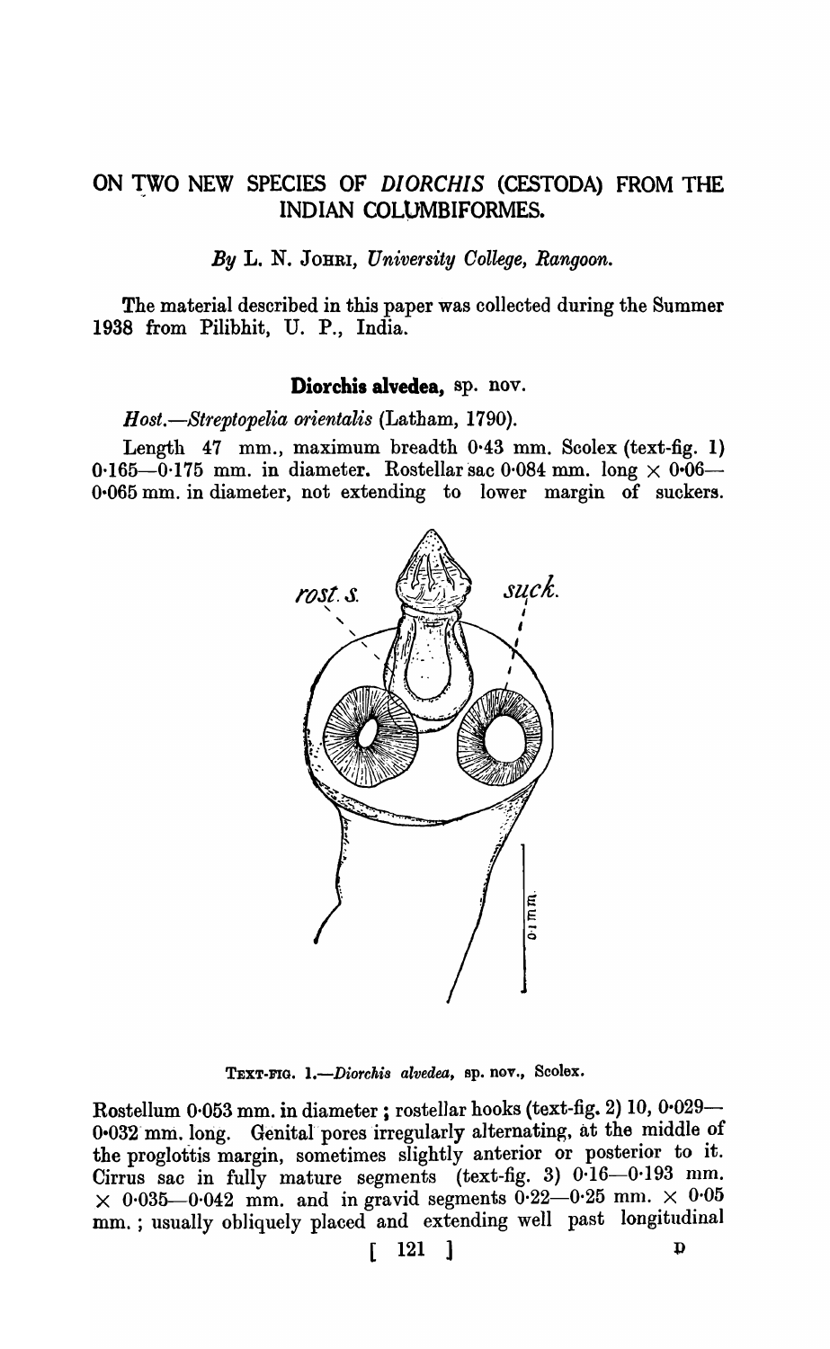# ON TWO NEW SPECIES OF *DIORCHIS* (CESTODA) FROM THE INDIAN COLUMBIFORMES.

*By* L. N. JOHRI, *University College, Rangoon.*

The material described in this paper was collected during the Summer 1938 from Pilibhit, U. P., India.

## Diorchis alvedea, sp. nov.

*Host.—Streptopelia orientalis* (Latham, 1790).

Length 47 mm., maximum breadth 0·43 mm. Scolex (text-fig. 1) 0·165—0·175 mm. in diameter. Rostellar sac 0·084 mm. long × 0·06—0·065 mm. in diameter, not extending to lower margin of suckers.

TEXT-FIG. 1.—*Diorchis alvedea*, sp. nov., Scolex.

Rostellum 0·053 mm. in diameter; rostellar hooks (text-fig. 2) 10, 0·029—0·032 mm. long. Genital pores irregularly alternating, at the middle of the proglottis margin, sometimes slightly anterior or posterior to it. Cirrus sac in fully mature segments (text-fig. 3) 0·16—0·193 mm. × 0·035—0·042 mm. and in gravid segments 0·22—0·25 mm. × 0·05 mm.; usually obliquely placed and extending well past longitudinal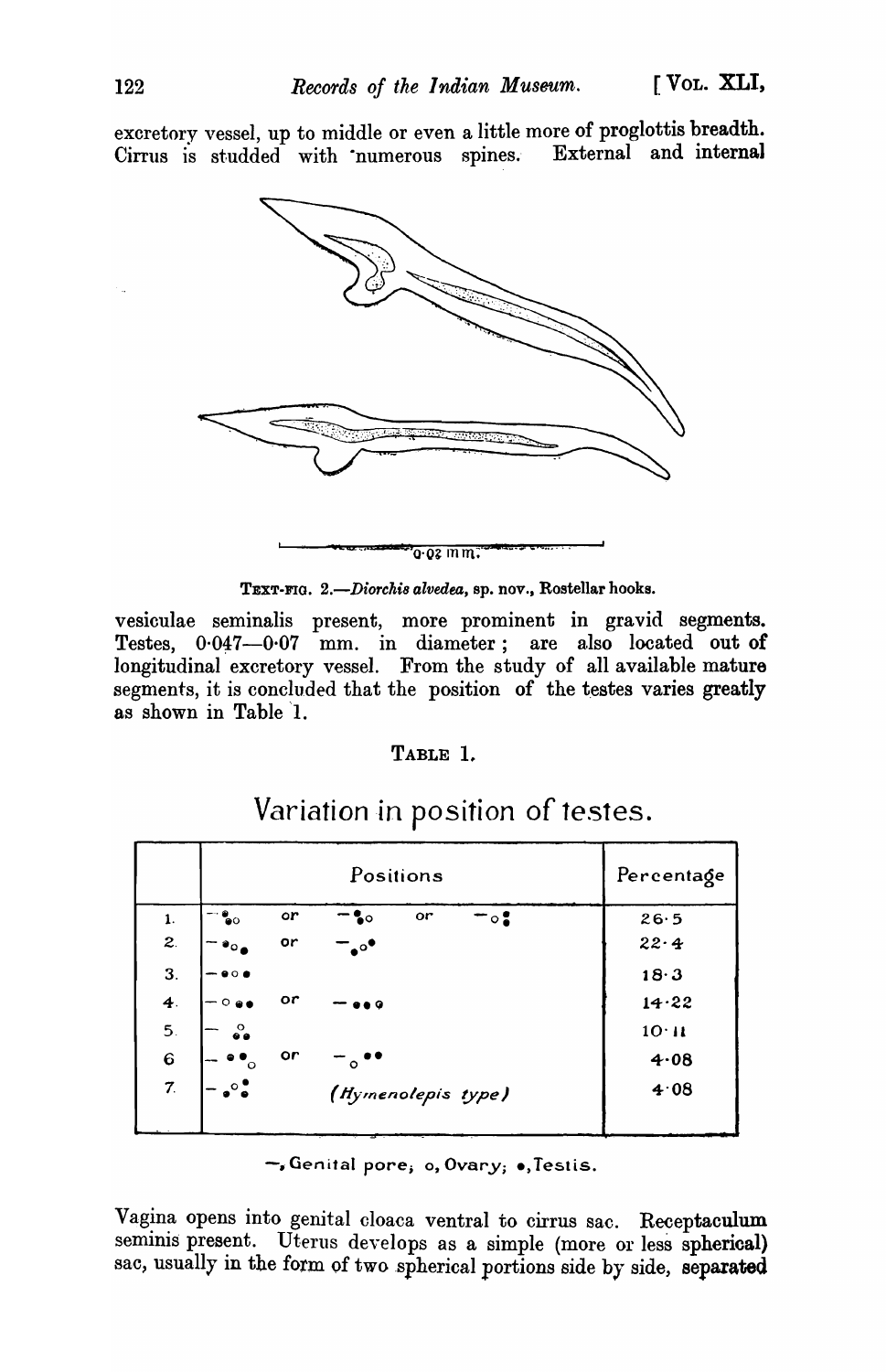excretory vessel, up to middle or even a little more of proglottis breadth. Cirrus is studded with numerous spines. External and internal

TEXT-FIG. 2.—*Diorchis alvedea*, sp. nov., Rostellar hooks.

vesiculae seminalis present, more prominent in gravid segments. Testes, 0·047—0·07 mm. in diameter; are also located out of longitudinal excretory vessel. From the study of all available mature segments, it is concluded that the position of the testes varies greatly as shown in Table 1.

TABLE 1.

Variation in position of testes.

| | Positions | Percentage |
|---|---|---|
| 1. | —●●o or —●●o or —o●● | 26·5 |
| 2. | —●o● or —●o● | 22·4 |
| 3. | —●o● | 18·3 |
| 4. | —o●● or —●●o | 14·22 |
| 5. | —o●● | 10·11 |
| 6. | —●●o or —o●● | 4·08 |
| 7. | —●o●● (*Hymenolepis type*) | 4·08 |

—, Genital pore; o, Ovary; ●, Testis.

Vagina opens into genital cloaca ventral to cirrus sac. Receptaculum seminis present. Uterus develops as a simple (more or less spherical) sac, usually in the form of two spherical portions side by side, separated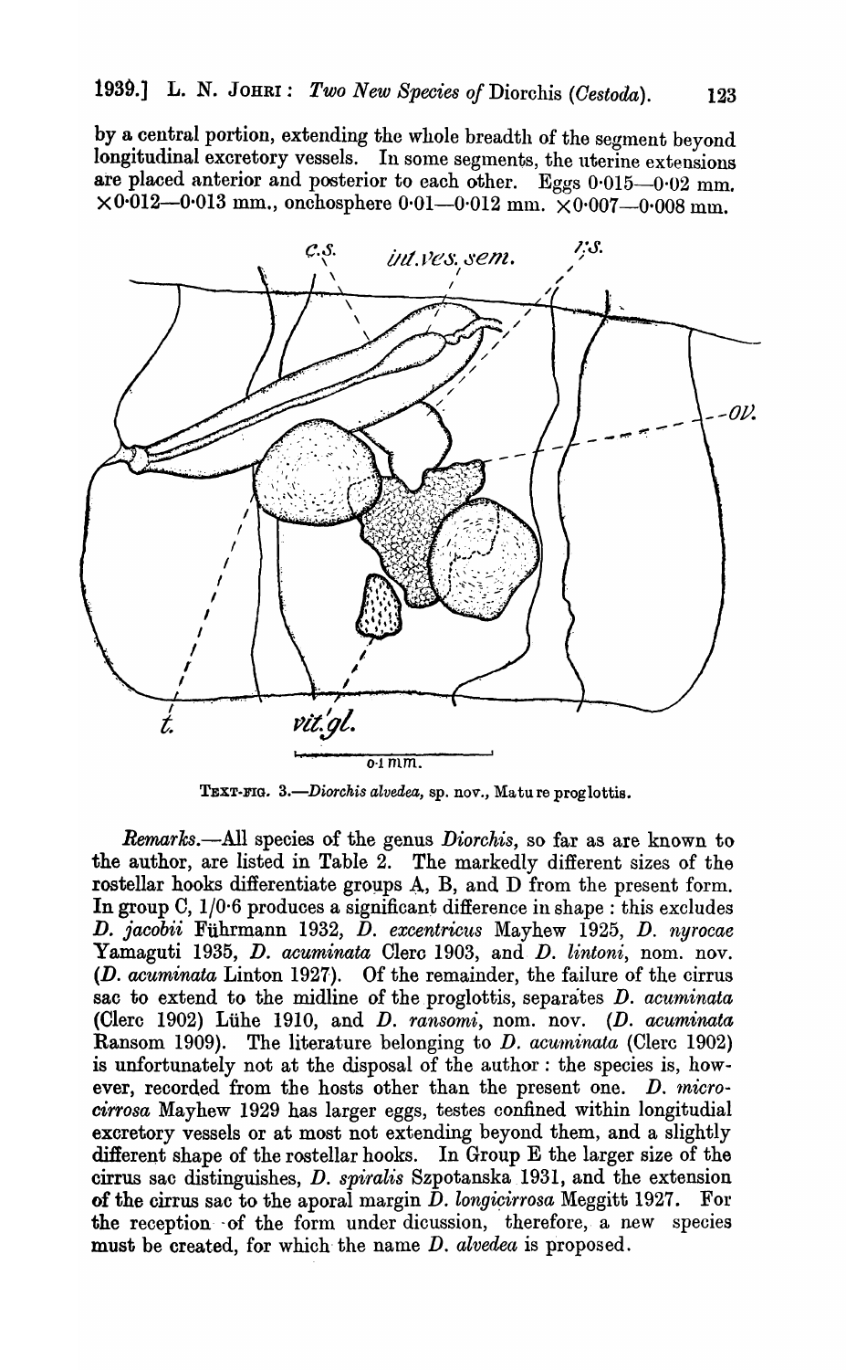by a central portion, extending the whole breadth of the segment beyond longitudinal excretory vessels. In some segments, the uterine extensions are placed anterior and posterior to each other. Eggs 0·015—0·02 mm. ×0·012—0·013 mm., onchosphere 0·01—0·012 mm. ×0·007—0·008 mm.

TEXT-FIG. 3.—*Diorchis alvedea*, sp. nov., Mature proglottis.

*Remarks*.—All species of the genus *Diorchis*, so far as are known to the author, are listed in Table 2. The markedly different sizes of the rostellar hooks differentiate groups A, B, and D from the present form. In group C, 1/0·6 produces a significant difference in shape: this excludes *D. jacobii* Führmann 1932, *D. excentricus* Mayhew 1925, *D. nyrocae* Yamaguti 1935, *D. acuminata* Clerc 1903, and *D. lintoni*, nom. nov. (*D. acuminata* Linton 1927). Of the remainder, the failure of the cirrus sac to extend to the midline of the proglottis, separates *D. acuminata* (Clerc 1902) Lühe 1910, and *D. ransomi*, nom. nov. (*D. acuminata* Ransom 1909). The literature belonging to *D. acuminata* (Clerc 1902) is unfortunately not at the disposal of the author: the species is, however, recorded from the hosts other than the present one. *D. microcirrosa* Mayhew 1929 has larger eggs, testes confined within longitudial excretory vessels or at most not extending beyond them, and a slightly different shape of the rostellar hooks. In Group E the larger size of the cirrus sac distinguishes, *D. spiralis* Szpotanska 1931, and the extension of the cirrus sac to the aporal margin *D. longicirrosa* Meggitt 1927. For the reception of the form under dicussion, therefore, a new species must be created, for which the name *D. alvedea* is proposed.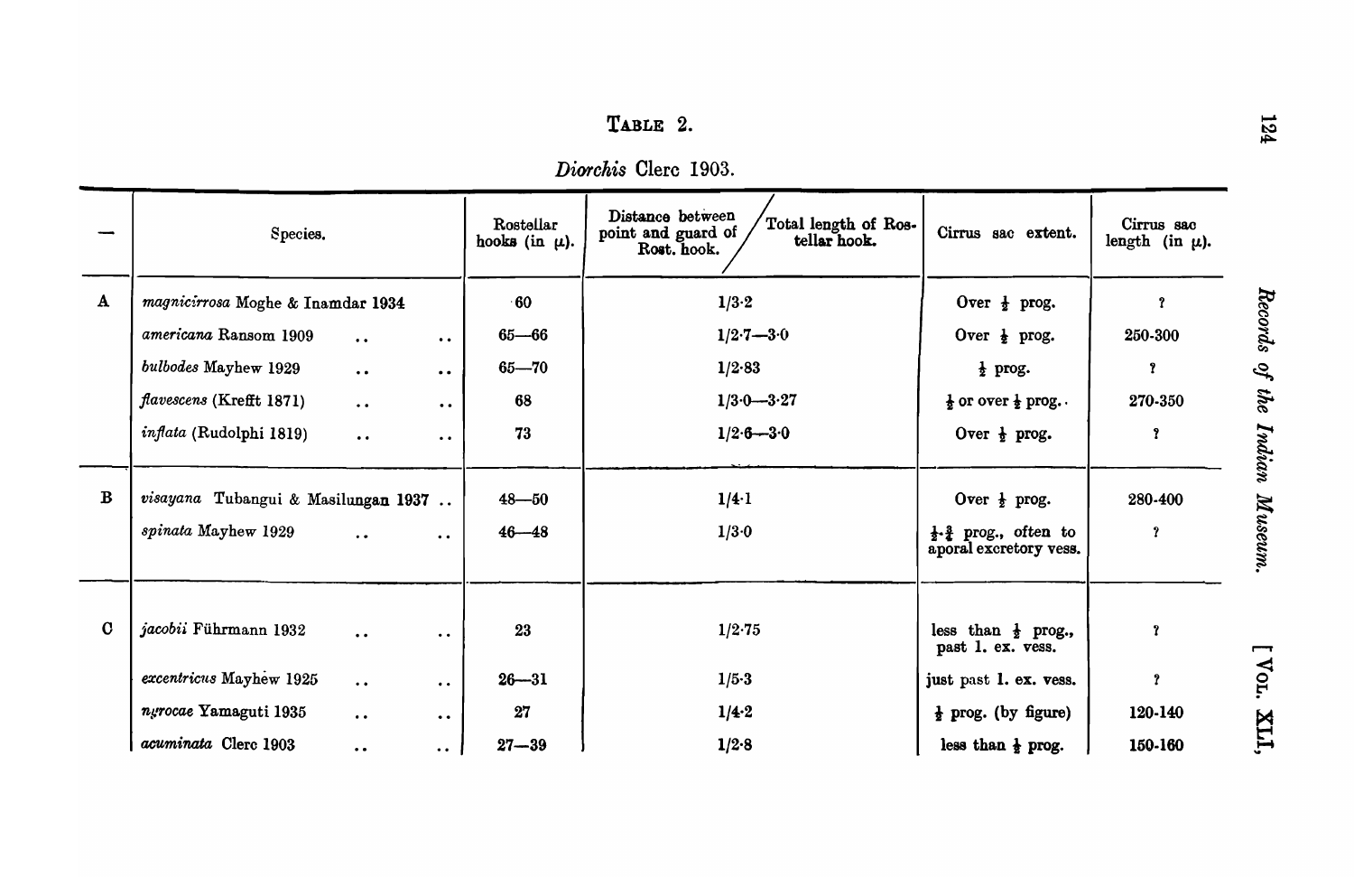TABLE 2.

*Diorchis* Clerc 1903.

| — | Species. | Rostellar hooks (in μ). | Distance between point and guard of Rost. hook. / Total length of Rostellar hook. | Cirrus sac extent. | Cirrus sac length (in μ). |
|---|---|---|---|---|---|
| A | *magnicirrosa* Moghe & Inamdar 1934 | 60 | 1/3·2 | Over ½ prog. | ? |
| | *americana* Ransom 1909 .. .. | 65—66 | 1/2·7—3·0 | Over ½ prog. | 250-300 |
| | *bulbodes* Mayhew 1929 .. .. | 65—70 | 1/2·83 | ½ prog. | ? |
| | *flavescens* (Krefft 1871) .. .. | 68 | 1/3·0—3·27 | ½ or over ½ prog. | 270-350 |
| | *inflata* (Rudolphi 1819) .. .. | 73 | 1/2·6—3·0 | Over ½ prog. | ? |
| B | *visayana* Tubangui & Masilungan 1937 .. | 48—50 | 1/4·1 | Over ½ prog. | 280-400 |
| | *spinata* Mayhew 1929 .. .. | 46—48 | 1/3·0 | ½-¾ prog., often to aporal excretory vess. | ? |
| C | *jacobii* Führmann 1932 .. .. | 23 | 1/2·75 | less than ½ prog., past l. ex. vess. | ? |
| | *excentricus* Mayhew 1925 .. .. | 26—31 | 1/5·3 | just past l. ex. vess. | ? |
| | *nyrocae* Yamaguti 1935 .. .. | 27 | 1/4·2 | ½ prog. (by figure) | 120-140 |
| | *acuminata* Clerc 1903 .. .. | 27—39 | 1/2·8 | less than ½ prog. | 150-160 |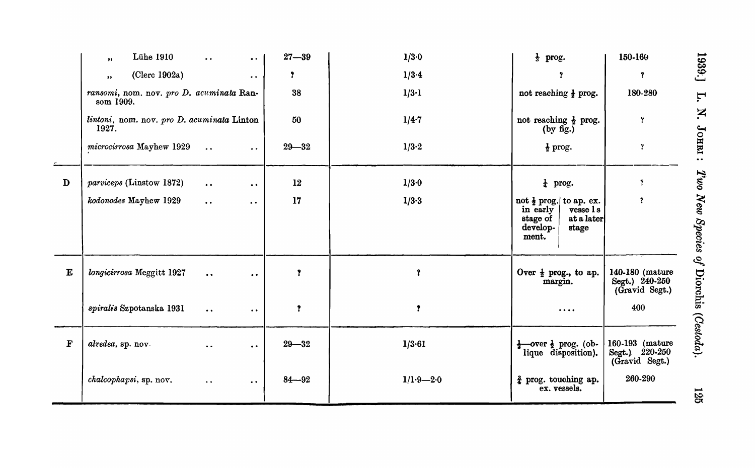| | | | | | |
|---|---|---|---|---|---|
| | ,, Lühe 1910 .. .. | 27—39 | 1/3·0 | $\frac{1}{3}$ prog. | 150-160 |
| | ,, (Clerc 1902a) .. | ? | 1/3·4 | ? | ? |
| | *ransomi*, nom. nov. *pro D. acuminata* Ransom 1909. | 38 | 1/3·1 | not reaching $\frac{1}{2}$ prog. | 180-280 |
| | *lintoni*, nom. nov. *pro D. acuminata* Linton 1927. | 50 | 1/4·7 | not reaching $\frac{1}{2}$ prog. (by fig.) | ? |
| | *microcirrosa* Mayhew 1929 .. .. | 29—32 | 1/3·2 | $\frac{1}{2}$ prog. | ? |
| D | *parviceps* (Linstow 1872) .. .. | 12 | 1/3·0 | $\frac{1}{2}$ prog. | ? |
| | *kodonodes* Mayhew 1929 .. .. | 17 | 1/3·3 | not $\frac{1}{2}$ prog. in early stage of development. / to ap. ex. vessels at a later stage | ? |
| E | *longicirrosa* Meggitt 1927 .. .. | ? | ? | Over $\frac{1}{2}$ prog., to ap. margin. | 140-180 (mature Segt.) 240-250 (Gravid Segt.) |
| | *spiralis* Szpotanska 1931 .. .. | ? | ? | .... | 400 |
| F | *alvedea*, sp. nov. .. .. | 29—32 | 1/3·61 | $\frac{1}{2}$—over $\frac{1}{2}$ prog. (oblique disposition). | 160-193 (mature Segt.) 220-250 (Gravid Segt.) |
| | *chalcophapsi*, sp. nov. .. .. | 84—92 | 1/1·9—2·0 | $\frac{3}{4}$ prog. touching ap. ex. vessels. | 260-290 |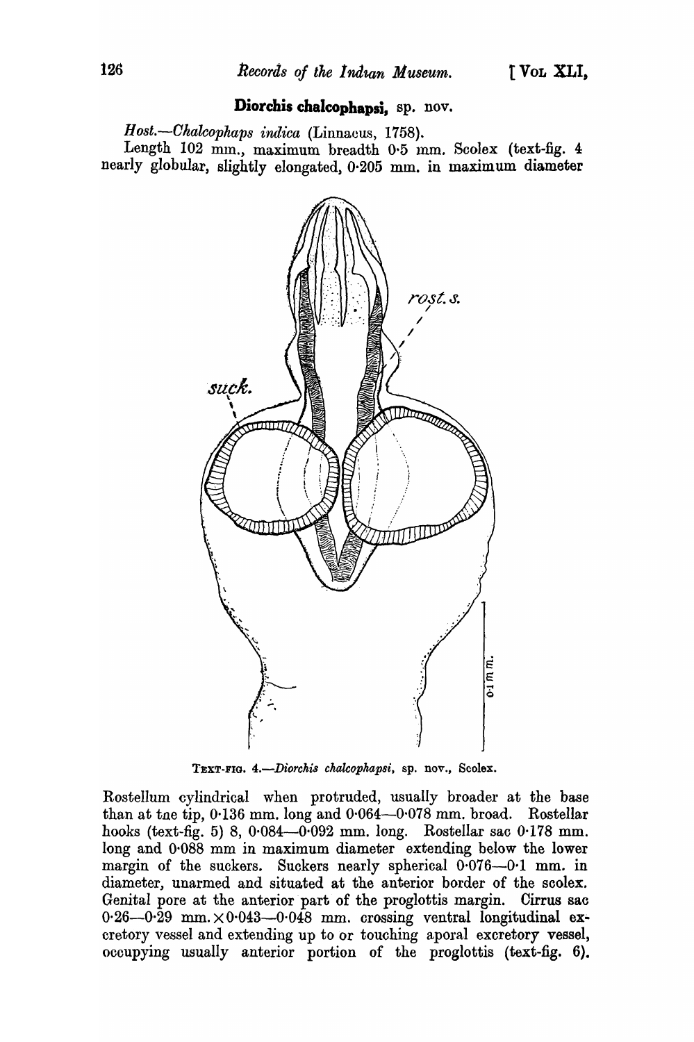## Diorchis chalcophapsi, sp. nov.

*Host.*—*Chalcophaps indica* (Linnaeus, 1758).

Length 102 mm., maximum breadth 0·5 mm. Scolex (text-fig. 4 nearly globular, slightly elongated, 0·205 mm. in maximum diameter

TEXT-FIG. 4.—*Diorchis chalcophapsi*, sp. nov., Scolex.

Rostellum cylindrical when protruded, usually broader at the base than at tne tip, 0·136 mm. long and 0·064—0·078 mm. broad. Rostellar hooks (text-fig. 5) 8, 0·084—0·092 mm. long. Rostellar sac 0·178 mm. long and 0·088 mm in maximum diameter extending below the lower margin of the suckers. Suckers nearly spherical 0·076—0·1 mm. in diameter, unarmed and situated at the anterior border of the scolex. Genital pore at the anterior part of the proglottis margin. Cirrus sac 0·26—0·29 mm. × 0·043—0·048 mm. crossing ventral longitudinal excretory vessel and extending up to or touching aporal excretory vessel, occupying usually anterior portion of the proglottis (text-fig. 6).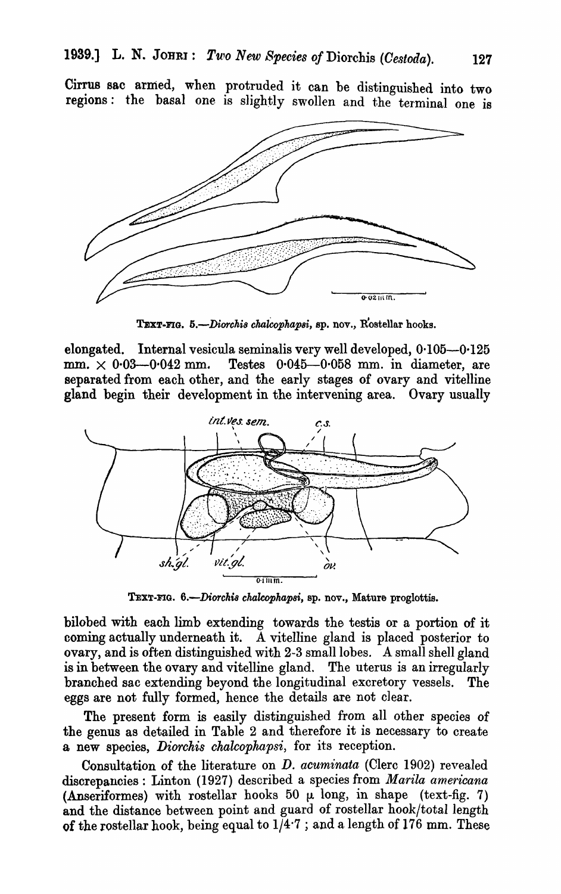Cirrus sac armed, when protruded it can be distinguished into two regions: the basal one is slightly swollen and the terminal one is

TEXT-FIG. 5.—*Diorchis chalcophapsi*, sp. nov., Rostellar hooks.

elongated. Internal vesicula seminalis very well developed, 0·105—0·125 mm. × 0·03—0·042 mm. Testes 0·045—0·058 mm. in diameter, are separated from each other, and the early stages of ovary and vitelline gland begin their development in the intervening area. Ovary usually

TEXT-FIG. 6.—*Diorchis chalcophapsi*, sp. nov., Mature proglottis.

bilobed with each limb extending towards the testis or a portion of it coming actually underneath it. A vitelline gland is placed posterior to ovary, and is often distinguished with 2-3 small lobes. A small shell gland is in between the ovary and vitelline gland. The uterus is an irregularly branched sac extending beyond the longitudinal excretory vessels. The eggs are not fully formed, hence the details are not clear.

The present form is easily distinguished from all other species of the genus as detailed in Table 2 and therefore it is necessary to create a new species, *Diorchis chalcophapsi*, for its reception.

Consultation of the literature on *D. acuminata* (Clerc 1902) revealed discrepancies: Linton (1927) described a species from *Marila americana* (Anseriformes) with rostellar hooks 50 μ long, in shape (text-fig. 7) and the distance between point and guard of rostellar hook/total length of the rostellar hook, being equal to 1/4·7; and a length of 176 mm. These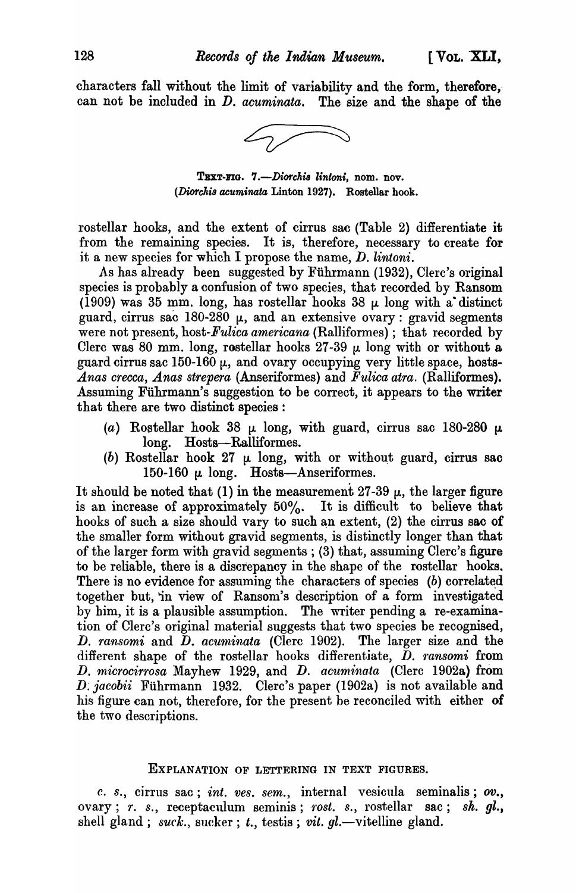characters fall without the limit of variability and the form, therefore, can not be included in *D. acuminata*. The size and the shape of the

TEXT-FIG. 7.—*Diorchis lintoni*, nom. nov. (*Diorchis acuminata* Linton 1927). Rostellar hook.

rostellar hooks, and the extent of cirrus sac (Table 2) differentiate it from the remaining species. It is, therefore, necessary to create for it a new species for which I propose the name, *D. lintoni*.

As has already been suggested by Führmann (1932), Clerc's original species is probably a confusion of two species, that recorded by Ransom (1909) was 35 mm. long, has rostellar hooks 38 μ long with a distinct guard, cirrus sac 180-280 μ, and an extensive ovary: gravid segments were not present, host-*Fulica americana* (Ralliformes); that recorded by Clerc was 80 mm. long, rostellar hooks 27-39 μ long with or without a guard cirrus sac 150-160 μ, and ovary occupying very little space, hosts-*Anas crecca*, *Anas strepera* (Anseriformes) and *Fulica atra*. (Ralliformes). Assuming Führmann's suggestion to be correct, it appears to the writer that there are two distinct species:

(*a*) Rostellar hook 38 μ long, with guard, cirrus sac 180-280 μ long. Hosts—Ralliformes.

(*b*) Rostellar hook 27 μ long, with or without guard, cirrus sac 150-160 μ long. Hosts—Anseriformes.

It should be noted that (1) in the measurement 27-39 μ, the larger figure is an increase of approximately 50%. It is difficult to believe that hooks of such a size should vary to such an extent, (2) the cirrus sac of the smaller form without gravid segments, is distinctly longer than that of the larger form with gravid segments; (3) that, assuming Clerc's figure to be reliable, there is a discrepancy in the shape of the rostellar hooks. There is no evidence for assuming the characters of species (*b*) correlated together but, in view of Ransom's description of a form investigated by him, it is a plausible assumption. The writer pending a re-examination of Clerc's original material suggests that two species be recognised, *D. ransomi* and *D. acuminata* (Clerc 1902). The larger size and the different shape of the rostellar hooks differentiate, *D. ransomi* from *D. microcirrosa* Mayhew 1929, and *D. acuminata* (Clerc 1902a) from *D. jacobii* Führmann 1932. Clerc's paper (1902a) is not available and his figure can not, therefore, for the present be reconciled with either of the two descriptions.

## EXPLANATION OF LETTERING IN TEXT FIGURES.

*c. s.*, cirrus sac; *int. ves. sem.*, internal vesicula seminalis; *ov.*, ovary; *r. s.*, receptaculum seminis; *rost. s.*, rostellar sac; *sh. gl.*, shell gland; *suck.*, sucker; *t.*, testis; *vit. gl.*—vitelline gland.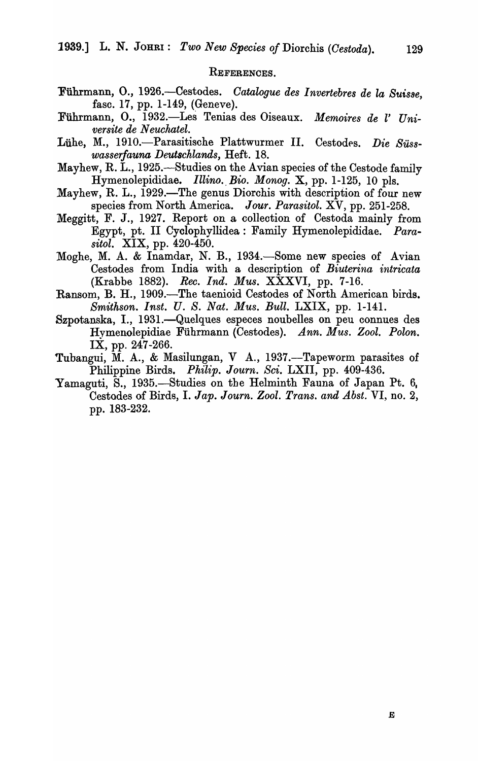## REFERENCES.

Führmann, O., 1926.—Cestodes. *Catalogue des Invertebres de la Suisse*, fasc. 17, pp. 1-149, (Geneve).

Führmann, O., 1932.—Les Tenias des Oiseaux. *Memoires de l' Universite de Neuchatel.*

Lühe, M., 1910.—Parasitische Plattwurmer II. Cestodes. *Die Süsswasserfauna Deutschlands*, Heft. 18.

Mayhew, R. L., 1925.—Studies on the Avian species of the Cestode family Hymenolepididae. *Illino. Bio. Monog.* X, pp. 1-125, 10 pls.

Mayhew, R. L., 1929.—The genus Diorchis with description of four new species from North America. *Jour. Parasitol.* XV, pp. 251-258.

Meggitt, F. J., 1927. Report on a collection of Cestoda mainly from Egypt, pt. II Cyclophyllidea : Family Hymenolepididae. *Parasitol.* XIX, pp. 420-450.

Moghe, M. A. & Inamdar, N. B., 1934.—Some new species of Avian Cestodes from India with a description of *Biuterina intricata* (Krabbe 1882). *Rec. Ind. Mus.* XXXVI, pp. 7-16.

Ransom, B. H., 1909.—The taenioid Cestodes of North American birds. *Smithson. Inst. U. S. Nat. Mus. Bull.* LXIX, pp. 1-141.

Szpotanska, I., 1931.—Quelques especes noubelles on peu connues des Hymenolepidiae Führmann (Cestodes). *Ann. Mus. Zool. Polon.* IX, pp. 247-266.

Tubangui, M. A., & Masilungan, V A., 1937.—Tapeworm parasites of Philippine Birds. *Philip. Journ. Sci.* LXII, pp. 409-436.

Yamaguti, S., 1935.—Studies on the Helminth Fauna of Japan Pt. 6, Cestodes of Birds, I. *Jap. Journ. Zool. Trans. and Abst.* VI, no. 2, pp. 183-232.